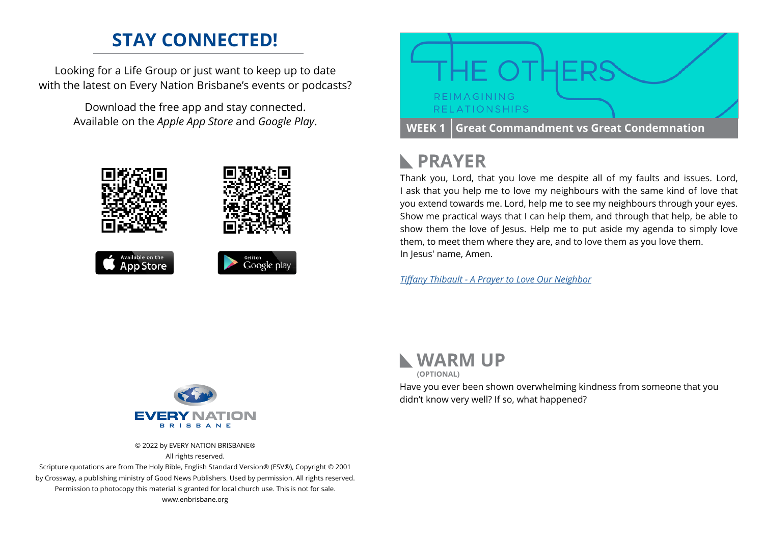## STAY CONNECTED!

Looking for a Life Group or just want to keep up to date with the latest on Every Nation Brisbane's events or podcasts?

Download the free app and stay connected. Available on the *Apple App Store* and *Google Play*.

EVERY NATION BRISBANE

© 2022 by EVERY NATION BRISBANE®
All rights reserved.
Scripture quotations are from The Holy Bible, English Standard Version® (ESV®), Copyright © 2001 by Crossway, a publishing ministry of Good News Publishers. Used by permission. All rights reserved. Permission to photocopy this material is granted for local church use. This is not for sale.
www.enbrisbane.org

# THE OTHERS
REIMAGINING RELATIONSHIPS

**WEEK 1** | **Great Commandment vs Great Condemnation**

## PRAYER

Thank you, Lord, that you love me despite all of my faults and issues. Lord, I ask that you help me to love my neighbours with the same kind of love that you extend towards me. Lord, help me to see my neighbours through your eyes. Show me practical ways that I can help them, and through that help, be able to show them the love of Jesus. Help me to put aside my agenda to simply love them, to meet them where they are, and to love them as you love them.
In Jesus' name, Amen.

*Tiffany Thibault - A Prayer to Love Our Neighbor*

## WARM UP
**(OPTIONAL)**

Have you ever been shown overwhelming kindness from someone that you didn't know very well? If so, what happened?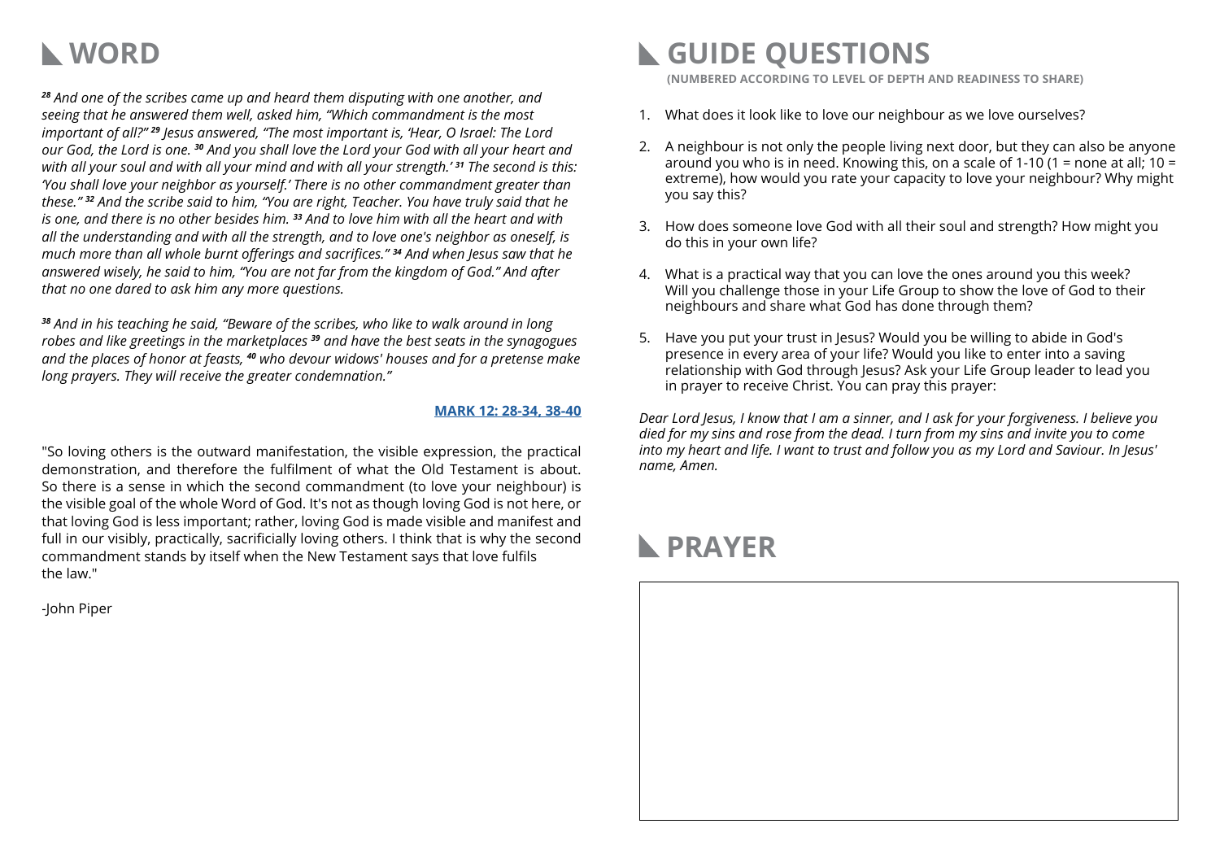## WORD

*[28] And one of the scribes came up and heard them disputing with one another, and seeing that he answered them well, asked him, "Which commandment is the most important of all?" [29] Jesus answered, "The most important is, 'Hear, O Israel: The Lord our God, the Lord is one. [30] And you shall love the Lord your God with all your heart and with all your soul and with all your mind and with all your strength.' [31] The second is this: 'You shall love your neighbor as yourself.' There is no other commandment greater than these." [32] And the scribe said to him, "You are right, Teacher. You have truly said that he is one, and there is no other besides him. [33] And to love him with all the heart and with all the understanding and with all the strength, and to love one's neighbor as oneself, is much more than all whole burnt offerings and sacrifices." [34] And when Jesus saw that he answered wisely, he said to him, "You are not far from the kingdom of God." And after that no one dared to ask him any more questions.*

*[38] And in his teaching he said, "Beware of the scribes, who like to walk around in long robes and like greetings in the marketplaces [39] and have the best seats in the synagogues and the places of honor at feasts, [40] who devour widows' houses and for a pretense make long prayers. They will receive the greater condemnation."*

**MARK 12: 28-34, 38-40**

"So loving others is the outward manifestation, the visible expression, the practical demonstration, and therefore the fulfilment of what the Old Testament is about. So there is a sense in which the second commandment (to love your neighbour) is the visible goal of the whole Word of God. It's not as though loving God is not here, or that loving God is less important; rather, loving God is made visible and manifest and full in our visibly, practically, sacrificially loving others. I think that is why the second commandment stands by itself when the New Testament says that love fulfils the law."

-John Piper

## GUIDE QUESTIONS

**(NUMBERED ACCORDING TO LEVEL OF DEPTH AND READINESS TO SHARE)**

1. What does it look like to love our neighbour as we love ourselves?
2. A neighbour is not only the people living next door, but they can also be anyone around you who is in need. Knowing this, on a scale of 1-10 (1 = none at all; 10 = extreme), how would you rate your capacity to love your neighbour? Why might you say this?
3. How does someone love God with all their soul and strength? How might you do this in your own life?
4. What is a practical way that you can love the ones around you this week? Will you challenge those in your Life Group to show the love of God to their neighbours and share what God has done through them?
5. Have you put your trust in Jesus? Would you be willing to abide in God's presence in every area of your life? Would you like to enter into a saving relationship with God through Jesus? Ask your Life Group leader to lead you in prayer to receive Christ. You can pray this prayer:

*Dear Lord Jesus, I know that I am a sinner, and I ask for your forgiveness. I believe you died for my sins and rose from the dead. I turn from my sins and invite you to come into my heart and life. I want to trust and follow you as my Lord and Saviour. In Jesus' name, Amen.*

## PRAYER